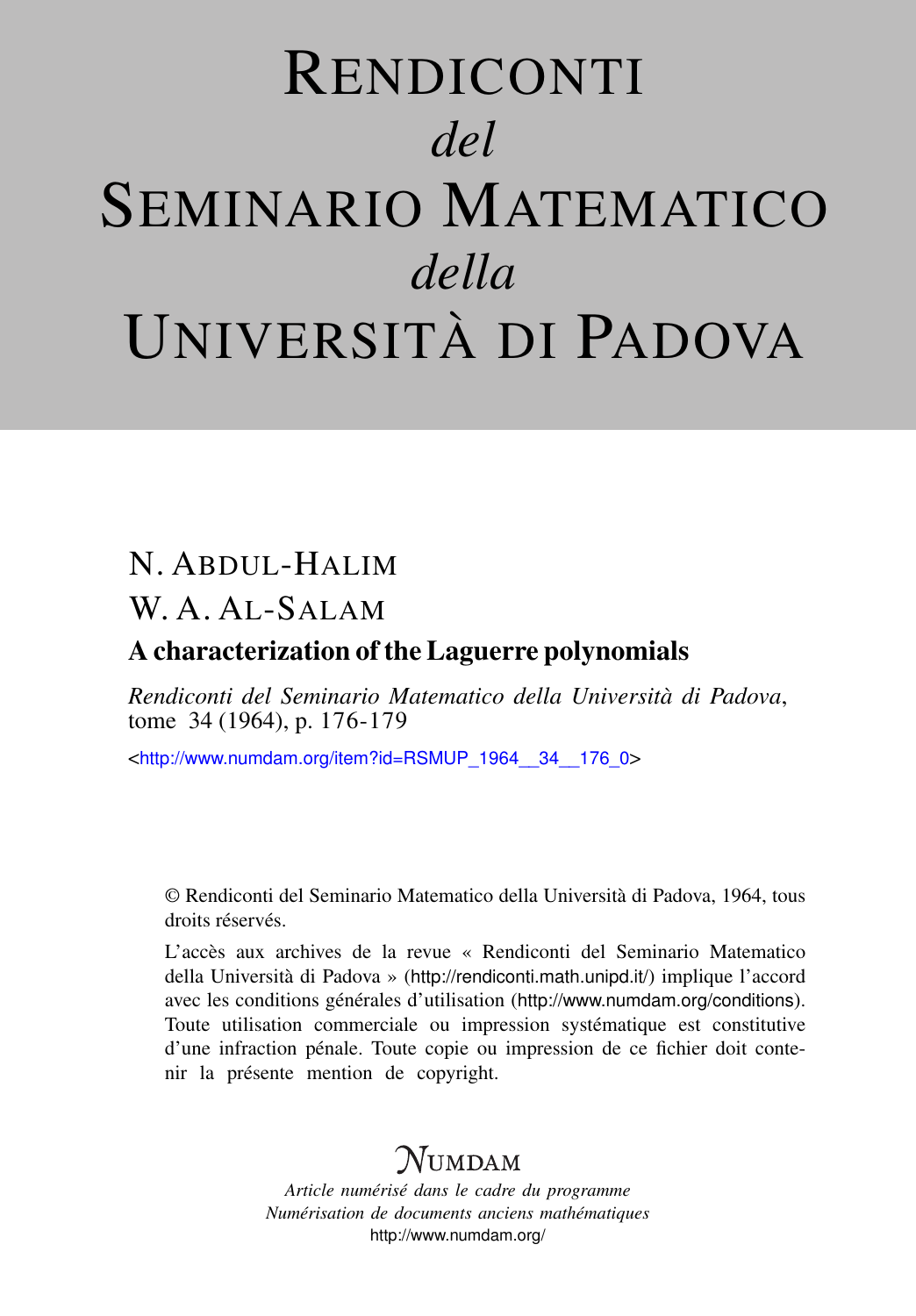# Rendiconti *del* Seminario Matematico *della* Università di Padova

N. Abdul-Halim

W. A. Al-Salam

## A characterization of the Laguerre polynomials

*Rendiconti del Seminario Matematico della Università di Padova*, tome 34 (1964), p. 176-179

<http://www.numdam.org/item?id=RSMUP_1964__34__176_0>

© Rendiconti del Seminario Matematico della Università di Padova, 1964, tous droits réservés.

L'accès aux archives de la revue « Rendiconti del Seminario Matematico della Università di Padova » (http://rendiconti.math.unipd.it/) implique l'accord avec les conditions générales d'utilisation (http://www.numdam.org/conditions). Toute utilisation commerciale ou impression systématique est constitutive d'une infraction pénale. Toute copie ou impression de ce fichier doit contenir la présente mention de copyright.

Numdam

*Article numérisé dans le cadre du programme Numérisation de documents anciens mathématiques*

http://www.numdam.org/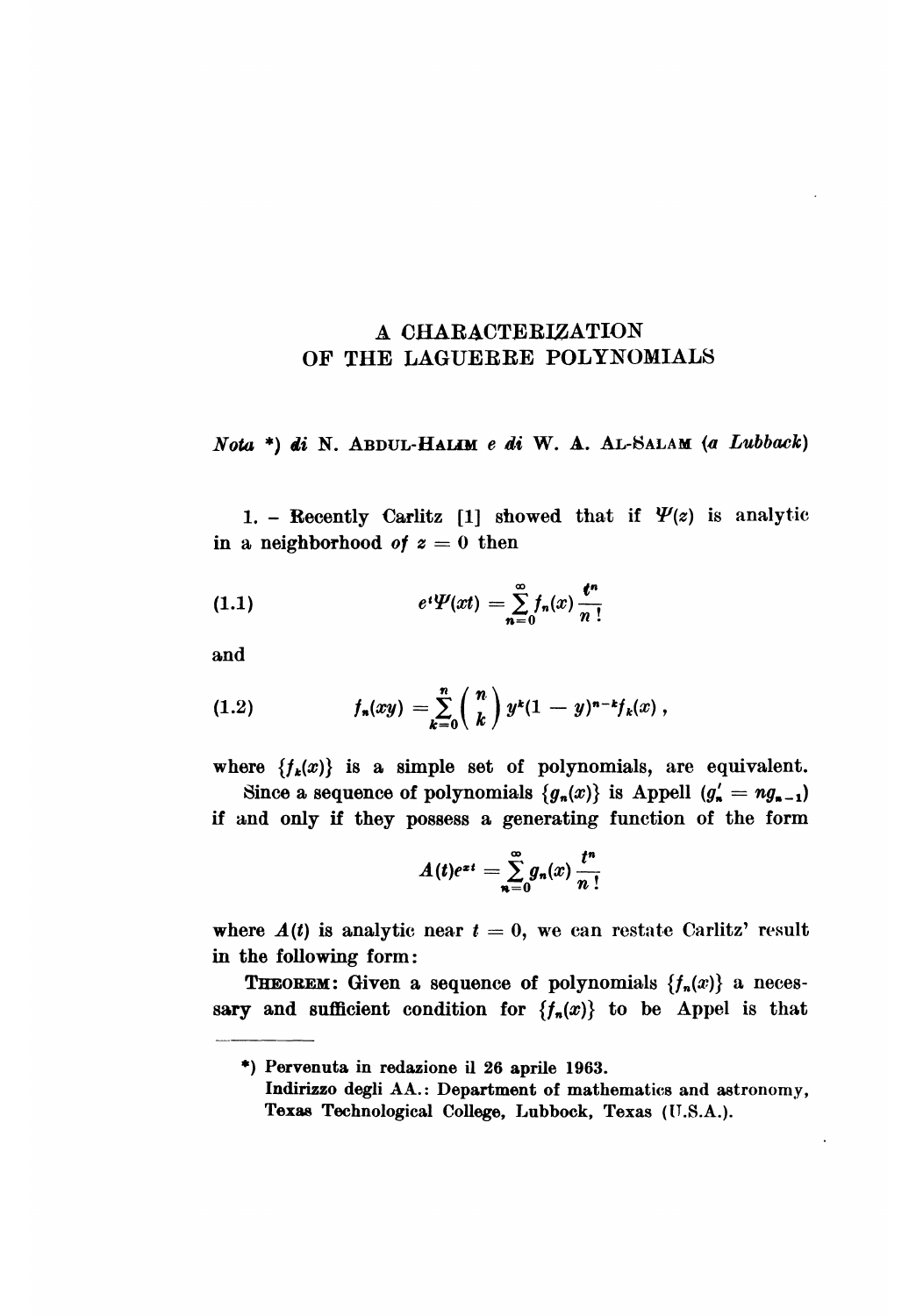# A CHARACTERIZATION OF THE LAGUERRE POLYNOMIALS

*Nota \*) di* N. ABDUL-HALIM *e di* W. A. AL-SALAM (*a Lubback*)

1. – Recently Carlitz [1] showed that if $\Psi(z)$ is analytic in a neighborhood *of* $z = 0$ then

$$e^t \Psi(xt) = \sum_{n=0}^{\infty} f_n(x) \frac{t^n}{n!} \tag{1.1}$$

and

$$f_n(xy) = \sum_{k=0}^{n} \binom{n}{k} y^k (1-y)^{n-k} f_k(x) , \tag{1.2}$$

where $\{f_k(x)\}$ is a simple set of polynomials, are equivalent.

Since a sequence of polynomials $\{g_n(x)\}$ is Appell ($g_n' = n g_{n-1}$) if and only if they possess a generating function of the form

$$A(t) e^{xt} = \sum_{n=0}^{\infty} g_n(x) \frac{t^n}{n!}$$

where $A(t)$ is analytic near $t = 0$, we can restate Carlitz' result in the following form:

**THEOREM**: Given a sequence of polynomials $\{f_n(x)\}$ a necessary and sufficient condition for $\{f_n(x)\}$ to be Appel is that

---

\*) Pervenuta in redazione il 26 aprile 1963.
Indirizzo degli AA.: Department of mathematics and astronomy, Texas Technological College, Lubbock, Texas (U.S.A.).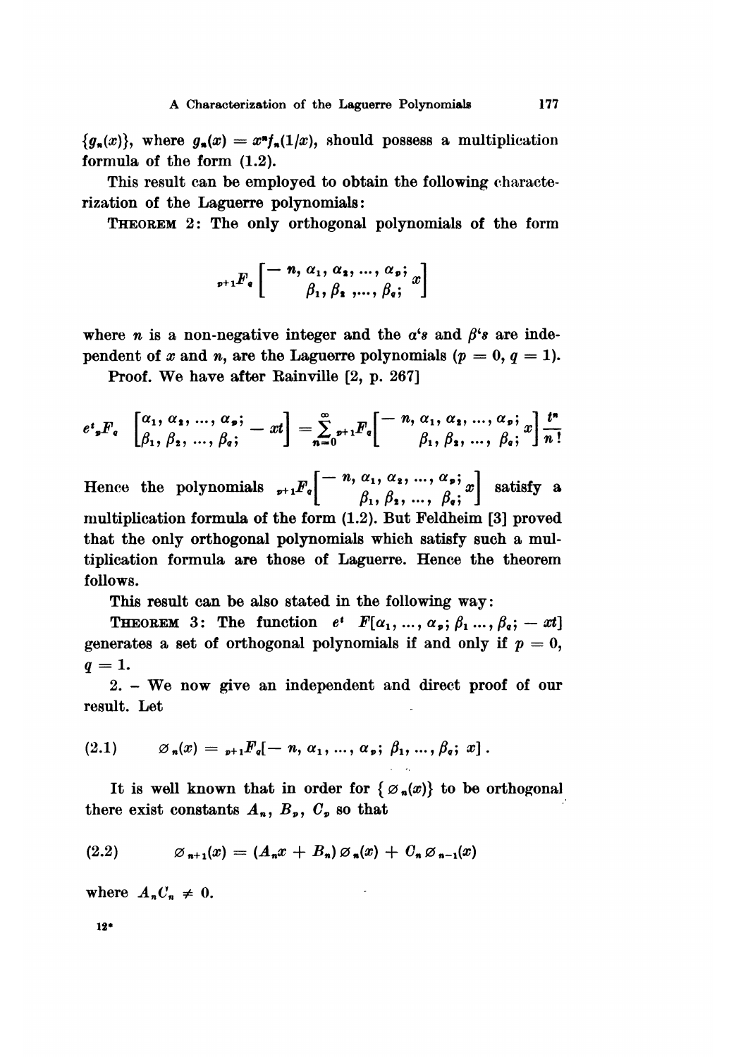$\{g_n(x)\}$, where $g_n(x) = x^n f_n(1/x)$, should possess a multiplication formula of the form (1.2).

This result can be employed to obtain the following characterization of the Laguerre polynomials:

**THEOREM 2**: The only orthogonal polynomials of the form

$$ {}_{p+1}F_q \left[ \begin{matrix} -n, \alpha_1, \alpha_2, \ldots, \alpha_p; \\ \beta_1, \beta_2, \ldots, \beta_q; \end{matrix} x \right] $$

where $n$ is a non-negative integer and the $\alpha$'s and $\beta$'s are independent of $x$ and $n$, are the Laguerre polynomials ($p = 0$, $q = 1$).

Proof. We have after Rainville [2, p. 267]

$$ e^t {}_pF_q \left[ \begin{matrix} \alpha_1, \alpha_2, \ldots, \alpha_p; \\ \beta_1, \beta_2, \ldots, \beta_q; \end{matrix} -xt \right] = \sum_{n=0}^{\infty} {}_{p+1}F_q \left[ \begin{matrix} -n, \alpha_1, \alpha_2, \ldots, \alpha_p; \\ \beta_1, \beta_2, \ldots, \beta_q; \end{matrix} x \right] \frac{t^n}{n!} $$

Hence the polynomials ${}_{p+1}F_q \left[ \begin{matrix} -n, \alpha_1, \alpha_2, \ldots, \alpha_p; \\ \beta_1, \beta_2, \ldots, \beta_q; \end{matrix} x \right]$ satisfy a multiplication formula of the form (1.2). But Feldheim [3] proved that the only orthogonal polynomials which satisfy such a multiplication formula are those of Laguerre. Hence the theorem follows.

This result can be also stated in the following way:

**THEOREM 3**: The function $e^t \; F[\alpha_1, \ldots, \alpha_p; \beta_1 \ldots, \beta_q; -xt]$ generates a set of orthogonal polynomials if and only if $p = 0$, $q = 1$.

2. – We now give an independent and direct proof of our result. Let

$$ \varnothing_n(x) = {}_{p+1}F_q[-n, \alpha_1, \ldots, \alpha_p; \beta_1, \ldots, \beta_q; x]. \tag{2.1} $$

It is well known that in order for $\{\varnothing_n(x)\}$ to be orthogonal there exist constants $A_n$, $B_p$, $C_p$ so that

$$ \varnothing_{n+1}(x) = (A_n x + B_n) \varnothing_n(x) + C_n \varnothing_{n-1}(x) \tag{2.2} $$

where $A_n C_n \neq 0$.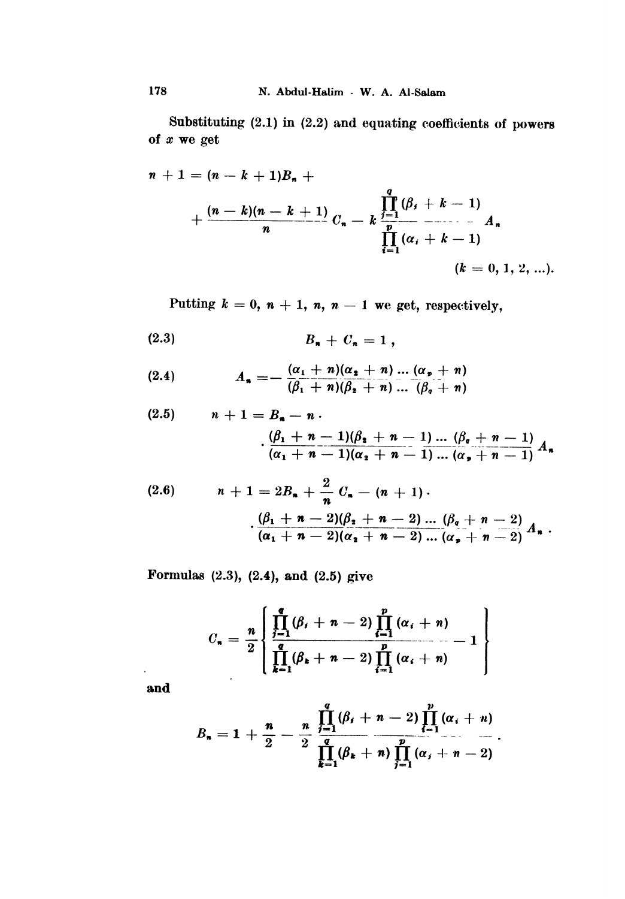Substituting (2.1) in (2.2) and equating coefficients of powers of $x$ we get

$$n + 1 = (n - k + 1)B_n + \frac{(n-k)(n-k+1)}{n} C_n - k \frac{\prod_{j=1}^{q} (\beta_j + k - 1)}{\prod_{i=1}^{p} (\alpha_i + k - 1)} A_n$$

$$(k = 0, 1, 2, \ldots).$$

Putting $k = 0, n+1, n, n-1$ we get, respectively,

$$B_n + C_n = 1, \tag{2.3}$$

$$A_n = - \frac{(\alpha_1 + n)(\alpha_2 + n) \ldots (\alpha_p + n)}{(\beta_1 + n)(\beta_2 + n) \ldots (\beta_q + n)} \tag{2.4}$$

$$n + 1 = B_n - n \cdot \frac{(\beta_1 + n - 1)(\beta_2 + n - 1) \ldots (\beta_q + n - 1)}{(\alpha_1 + n - 1)(\alpha_2 + n - 1) \ldots (\alpha_p + n - 1)} A_n \tag{2.5}$$

$$n + 1 = 2B_n + \frac{2}{n} C_n - (n+1) \cdot \frac{(\beta_1 + n - 2)(\beta_2 + n - 2) \ldots (\beta_q + n - 2)}{(\alpha_1 + n - 2)(\alpha_2 + n - 2) \ldots (\alpha_p + n - 2)} A_n . \tag{2.6}$$

Formulas (2.3), (2.4), and (2.5) give

$$C_n = \frac{n}{2} \left\{ \frac{\prod_{j=1}^{q} (\beta_j + n - 2) \prod_{i=1}^{p} (\alpha_i + n)}{\prod_{k=1}^{q} (\beta_k + n - 2) \prod_{i=1}^{p} (\alpha_i + n)} - 1 \right\}$$

and

$$B_n = 1 + \frac{n}{2} - \frac{n}{2} \frac{\prod_{j=1}^{q} (\beta_j + n - 2) \prod_{i=1}^{p} (\alpha_i + n)}{\prod_{k=1}^{q} (\beta_k + n) \prod_{j=1}^{p} (\alpha_j + n - 2)} .$$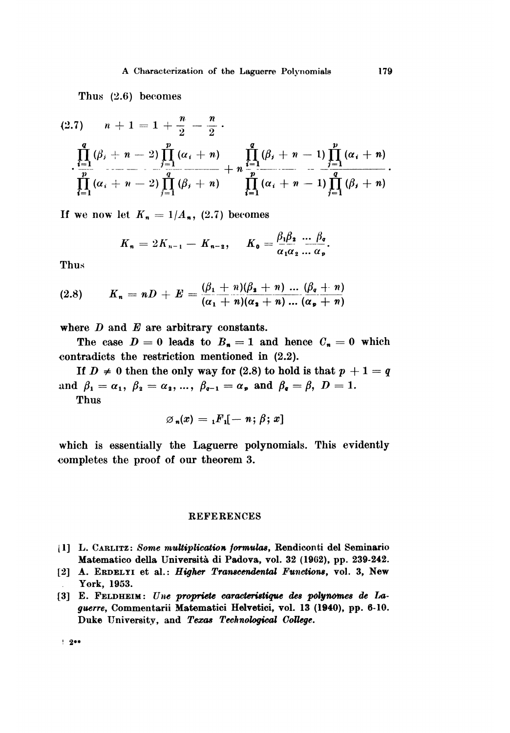Thus (2.6) becomes

$$(2.7) \qquad n+1 = 1 + \frac{n}{2} - \frac{n}{2} \cdot$$

$$\cdot \frac{\prod_{i=1}^{q} (\beta_i + n - 2) \prod_{j=1}^{p} (\alpha_i + n)}{\prod_{i=1}^{p} (\alpha_i + n - 2) \prod_{j=1}^{q} (\beta_j + n)} + n \frac{\prod_{i=1}^{q} (\beta_i + n - 1) \prod_{j=1}^{p} (\alpha_i + n)}{\prod_{i=1}^{p} (\alpha_i + n - 1) \prod_{j=1}^{q} (\beta_j + n)} \cdot$$

If we now let $K_n = 1/A_n$, (2.7) becomes

$$K_n = 2K_{n-1} - K_{n-2}, \qquad K_0 = \frac{\beta_1 \beta_2 \ldots \beta_q}{\alpha_1 \alpha_2 \ldots \alpha_p}.$$

Thus

$$(2.8) \qquad K_n = nD + E = \frac{(\beta_1 + n)(\beta_2 + n) \ldots (\beta_q + n)}{(\alpha_1 + n)(\alpha_2 + n) \ldots (\alpha_p + n)}$$

where $D$ and $E$ are arbitrary constants.

The case $D = 0$ leads to $B_n = 1$ and hence $C_n = 0$ which contradicts the restriction mentioned in (2.2).

If $D \neq 0$ then the only way for (2.8) to hold is that $p + 1 = q$ and $\beta_1 = \alpha_1$, $\beta_2 = \alpha_2$, ..., $\beta_{q-1} = \alpha_p$ and $\beta_q = \beta$, $D = 1$.

Thus

$$\varnothing_n(x) = {}_1F_1[-n; \beta; x]$$

which is essentially the Laguerre polynomials. This evidently completes the proof of our theorem 3.

## REFERENCES

[1] L. Carlitz: *Some multiplication formulas*, Rendiconti del Seminario Matematico della Università di Padova, vol. 32 (1962), pp. 239-242.

[2] A. Erdelyi et al.: *Higher Transcendental Functions*, vol. 3, New York, 1953.

[3] E. Feldheim: *Une propriete caracteristique des polynomes de Laguerre*, Commentarii Matematici Helvetici, vol. 13 (1940), pp. 6-10.

Duke University, and *Texas Technological College*.